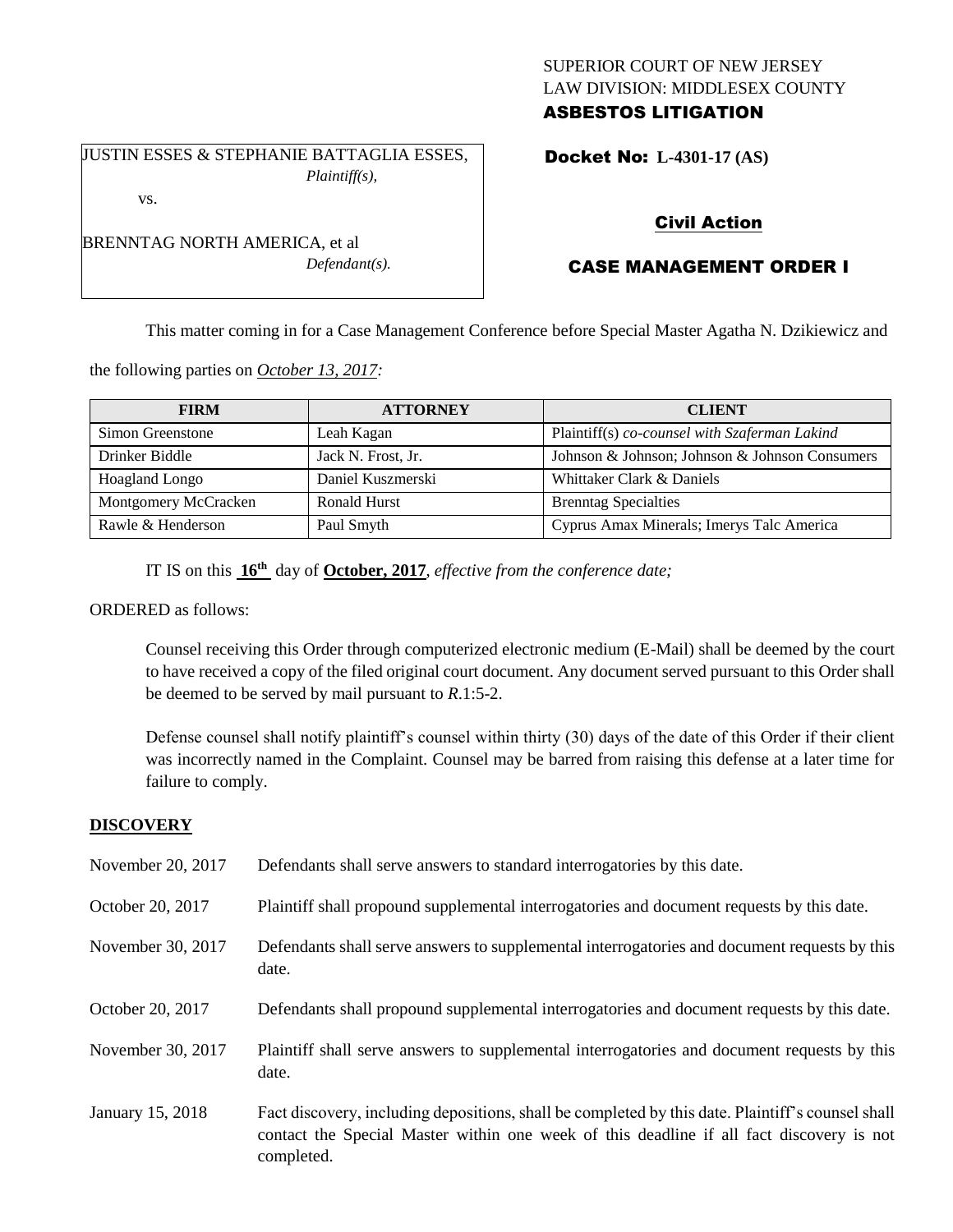SUPERIOR COURT OF NEW JERSEY
LAW DIVISION: MIDDLESEX COUNTY
**ASBESTOS LITIGATION**

JUSTIN ESSES & STEPHANIE BATTAGLIA ESSES,
*Plaintiff(s),*

vs.

BRENNTAG NORTH AMERICA, et al
*Defendant(s).*

**Docket No: L-4301-17 (AS)**

## Civil Action

## CASE MANAGEMENT ORDER I

This matter coming in for a Case Management Conference before Special Master Agatha N. Dzikiewicz and the following parties on *October 13, 2017:*

| FIRM | ATTORNEY | CLIENT |
| --- | --- | --- |
| Simon Greenstone | Leah Kagan | Plaintiff(s) *co-counsel with Szaferman Lakind* |
| Drinker Biddle | Jack N. Frost, Jr. | Johnson & Johnson; Johnson & Johnson Consumers |
| Hoagland Longo | Daniel Kuszmerski | Whittaker Clark & Daniels |
| Montgomery McCracken | Ronald Hurst | Brenntag Specialties |
| Rawle & Henderson | Paul Smyth | Cyprus Amax Minerals; Imerys Talc America |

IT IS on this **16th** day of **October, 2017**, *effective from the conference date;*

ORDERED as follows:

Counsel receiving this Order through computerized electronic medium (E-Mail) shall be deemed by the court to have received a copy of the filed original court document. Any document served pursuant to this Order shall be deemed to be served by mail pursuant to *R*.1:5-2.

Defense counsel shall notify plaintiff's counsel within thirty (30) days of the date of this Order if their client was incorrectly named in the Complaint. Counsel may be barred from raising this defense at a later time for failure to comply.

## DISCOVERY

| | |
| --- | --- |
| November 20, 2017 | Defendants shall serve answers to standard interrogatories by this date. |
| October 20, 2017 | Plaintiff shall propound supplemental interrogatories and document requests by this date. |
| November 30, 2017 | Defendants shall serve answers to supplemental interrogatories and document requests by this date. |
| October 20, 2017 | Defendants shall propound supplemental interrogatories and document requests by this date. |
| November 30, 2017 | Plaintiff shall serve answers to supplemental interrogatories and document requests by this date. |
| January 15, 2018 | Fact discovery, including depositions, shall be completed by this date. Plaintiff's counsel shall contact the Special Master within one week of this deadline if all fact discovery is not completed. |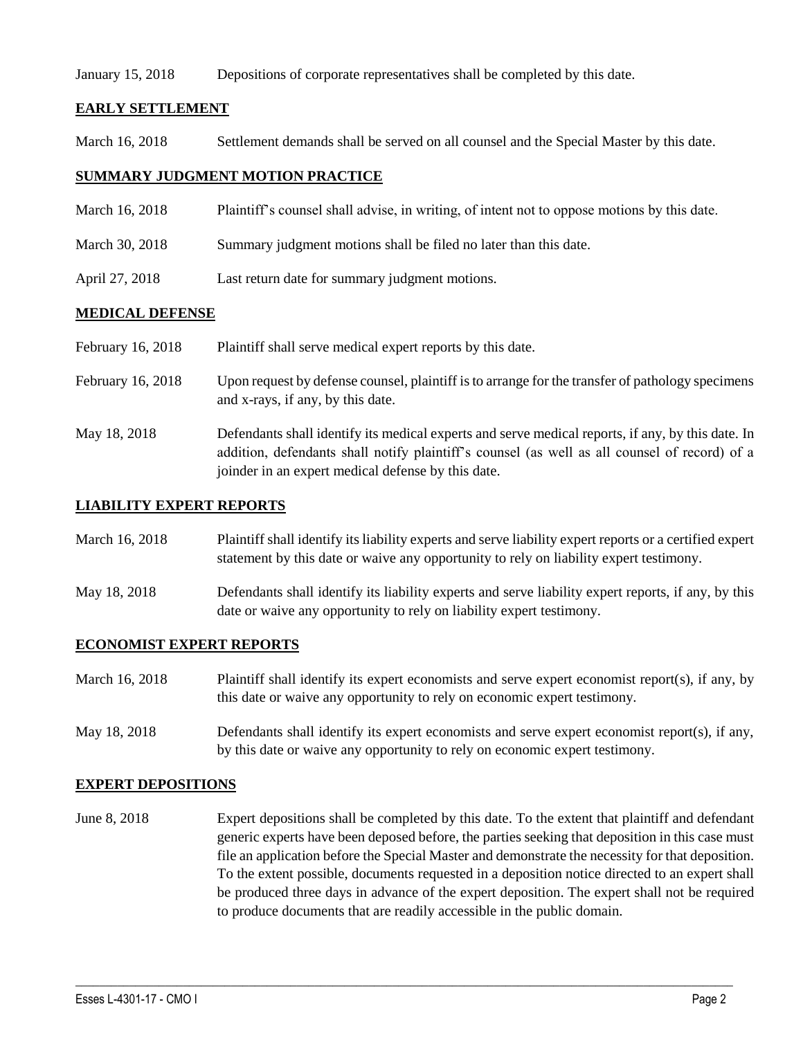January 15, 2018 Depositions of corporate representatives shall be completed by this date.

## EARLY SETTLEMENT

March 16, 2018 Settlement demands shall be served on all counsel and the Special Master by this date.

## SUMMARY JUDGMENT MOTION PRACTICE

March 16, 2018 Plaintiff's counsel shall advise, in writing, of intent not to oppose motions by this date.

March 30, 2018 Summary judgment motions shall be filed no later than this date.

April 27, 2018 Last return date for summary judgment motions.

## MEDICAL DEFENSE

February 16, 2018 Plaintiff shall serve medical expert reports by this date.

February 16, 2018 Upon request by defense counsel, plaintiff is to arrange for the transfer of pathology specimens and x-rays, if any, by this date.

May 18, 2018 Defendants shall identify its medical experts and serve medical reports, if any, by this date. In addition, defendants shall notify plaintiff's counsel (as well as all counsel of record) of a joinder in an expert medical defense by this date.

## LIABILITY EXPERT REPORTS

March 16, 2018 Plaintiff shall identify its liability experts and serve liability expert reports or a certified expert statement by this date or waive any opportunity to rely on liability expert testimony.

May 18, 2018 Defendants shall identify its liability experts and serve liability expert reports, if any, by this date or waive any opportunity to rely on liability expert testimony.

## ECONOMIST EXPERT REPORTS

March 16, 2018 Plaintiff shall identify its expert economists and serve expert economist report(s), if any, by this date or waive any opportunity to rely on economic expert testimony.

May 18, 2018 Defendants shall identify its expert economists and serve expert economist report(s), if any, by this date or waive any opportunity to rely on economic expert testimony.

## EXPERT DEPOSITIONS

June 8, 2018 Expert depositions shall be completed by this date. To the extent that plaintiff and defendant generic experts have been deposed before, the parties seeking that deposition in this case must file an application before the Special Master and demonstrate the necessity for that deposition. To the extent possible, documents requested in a deposition notice directed to an expert shall be produced three days in advance of the expert deposition. The expert shall not be required to produce documents that are readily accessible in the public domain.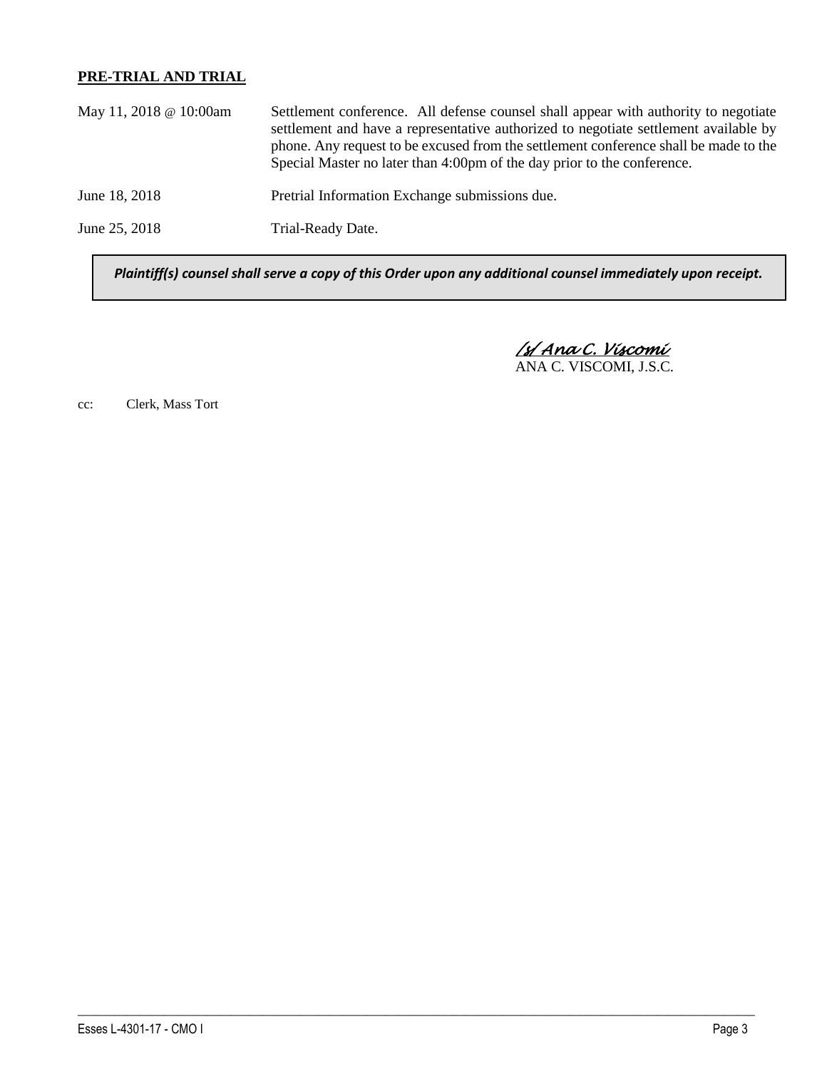**PRE-TRIAL AND TRIAL**

| | |
|---|---|
| May 11, 2018 @ 10:00am | Settlement conference. All defense counsel shall appear with authority to negotiate settlement and have a representative authorized to negotiate settlement available by phone. Any request to be excused from the settlement conference shall be made to the Special Master no later than 4:00pm of the day prior to the conference. |
| June 18, 2018 | Pretrial Information Exchange submissions due. |
| June 25, 2018 | Trial-Ready Date. |

***Plaintiff(s) counsel shall serve a copy of this Order upon any additional counsel immediately upon receipt.***

/s/ Ana C. Viscomi
ANA C. VISCOMI, J.S.C.

cc: Clerk, Mass Tort